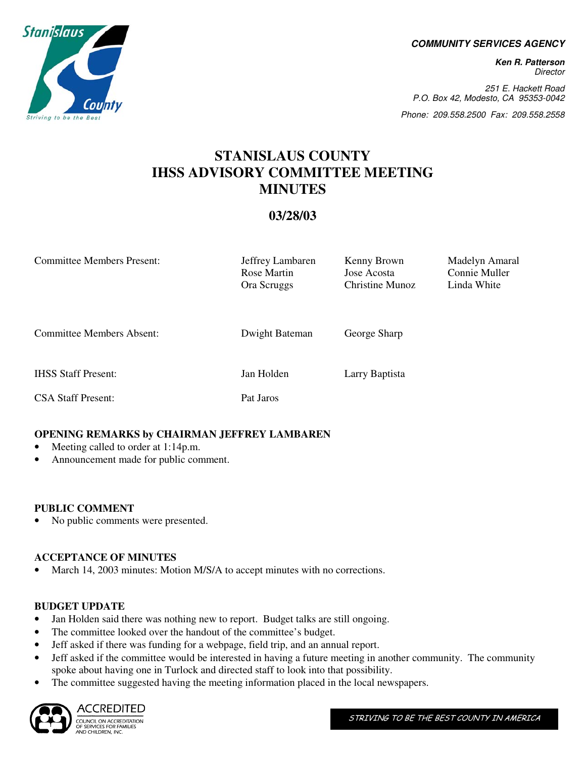**COMMUNITY SERVICES AGENCY**

***Ken R. Patterson***
*Director*

*251 E. Hackett Road*
*P.O. Box 42, Modesto, CA 95353-0042*

*Phone: 209.558.2500 Fax: 209.558.2558*

# STANISLAUS COUNTY IHSS ADVISORY COMMITTEE MEETING MINUTES

## 03/28/03

| | | | |
|---|---|---|---|
| Committee Members Present: | Jeffrey Lambaren<br>Rose Martin<br>Ora Scruggs | Kenny Brown<br>Jose Acosta<br>Christine Munoz | Madelyn Amaral<br>Connie Muller<br>Linda White |
| Committee Members Absent: | Dwight Bateman | George Sharp | |
| IHSS Staff Present: | Jan Holden | Larry Baptista | |
| CSA Staff Present: | Pat Jaros | | |

### OPENING REMARKS by CHAIRMAN JEFFREY LAMBAREN

- Meeting called to order at 1:14p.m.
- Announcement made for public comment.

### PUBLIC COMMENT

- No public comments were presented.

### ACCEPTANCE OF MINUTES

- March 14, 2003 minutes: Motion M/S/A to accept minutes with no corrections.

### BUDGET UPDATE

- Jan Holden said there was nothing new to report. Budget talks are still ongoing.
- The committee looked over the handout of the committee's budget.
- Jeff asked if there was funding for a webpage, field trip, and an annual report.
- Jeff asked if the committee would be interested in having a future meeting in another community. The community spoke about having one in Turlock and directed staff to look into that possibility.
- The committee suggested having the meeting information placed in the local newspapers.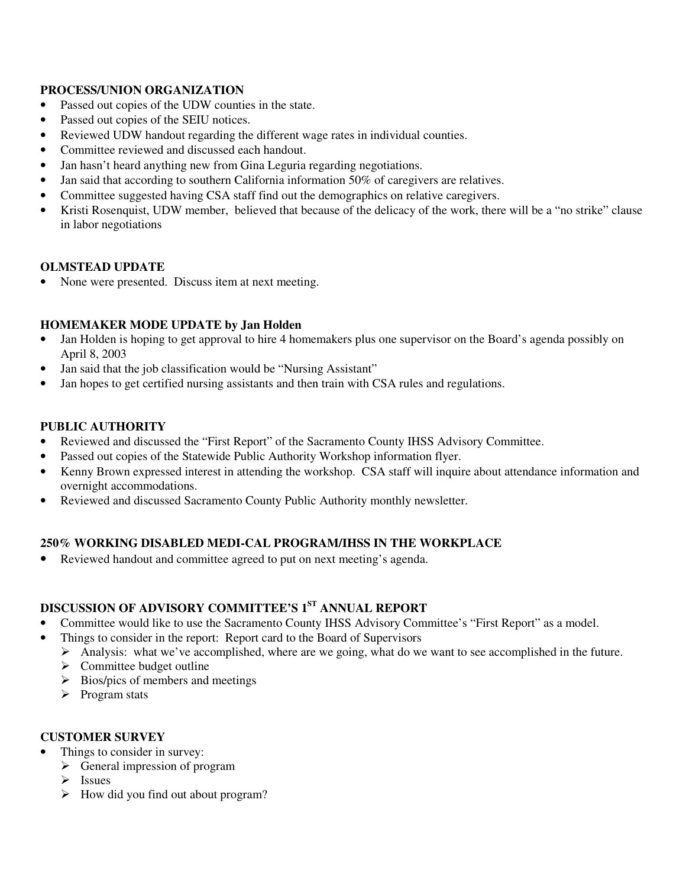**PROCESS/UNION ORGANIZATION**

- Passed out copies of the UDW counties in the state.
- Passed out copies of the SEIU notices.
- Reviewed UDW handout regarding the different wage rates in individual counties.
- Committee reviewed and discussed each handout.
- Jan hasn't heard anything new from Gina Leguria regarding negotiations.
- Jan said that according to southern California information 50% of caregivers are relatives.
- Committee suggested having CSA staff find out the demographics on relative caregivers.
- Kristi Rosenquist, UDW member, believed that because of the delicacy of the work, there will be a "no strike" clause in labor negotiations

**OLMSTEAD UPDATE**

- None were presented. Discuss item at next meeting.

**HOMEMAKER MODE UPDATE by Jan Holden**

- Jan Holden is hoping to get approval to hire 4 homemakers plus one supervisor on the Board's agenda possibly on April 8, 2003
- Jan said that the job classification would be "Nursing Assistant"
- Jan hopes to get certified nursing assistants and then train with CSA rules and regulations.

**PUBLIC AUTHORITY**

- Reviewed and discussed the "First Report" of the Sacramento County IHSS Advisory Committee.
- Passed out copies of the Statewide Public Authority Workshop information flyer.
- Kenny Brown expressed interest in attending the workshop. CSA staff will inquire about attendance information and overnight accommodations.
- Reviewed and discussed Sacramento County Public Authority monthly newsletter.

**250% WORKING DISABLED MEDI-CAL PROGRAM/IHSS IN THE WORKPLACE**

- Reviewed handout and committee agreed to put on next meeting's agenda.

**DISCUSSION OF ADVISORY COMMITTEE'S 1ST ANNUAL REPORT**

- Committee would like to use the Sacramento County IHSS Advisory Committee's "First Report" as a model.
- Things to consider in the report: Report card to the Board of Supervisors
  - Analysis: what we've accomplished, where are we going, what do we want to see accomplished in the future.
  - Committee budget outline
  - Bios/pics of members and meetings
  - Program stats

**CUSTOMER SURVEY**

- Things to consider in survey:
  - General impression of program
  - Issues
  - How did you find out about program?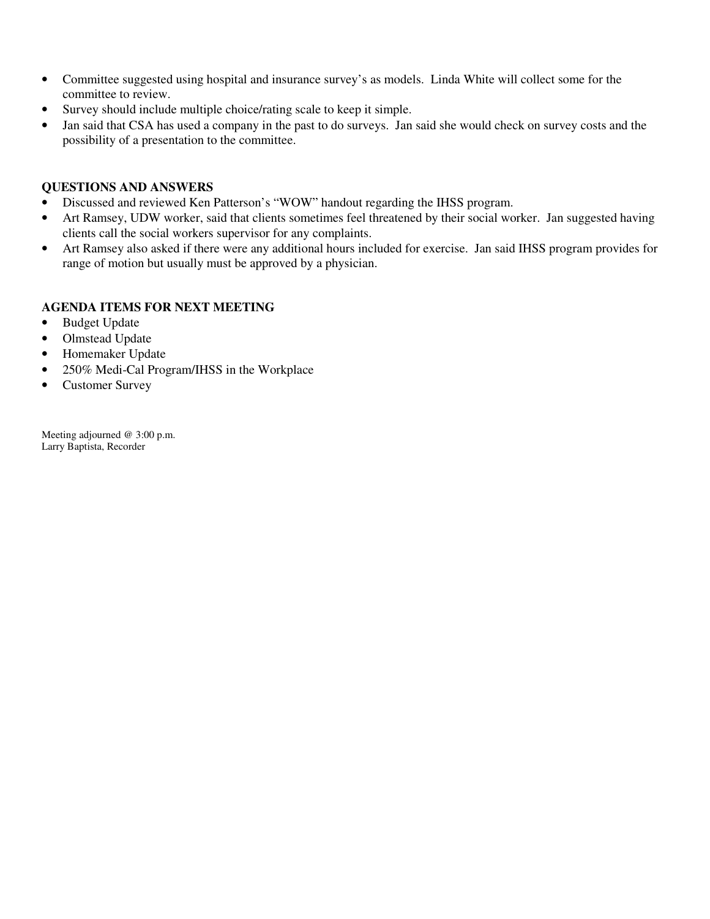- Committee suggested using hospital and insurance survey's as models.  Linda White will collect some for the committee to review.
- Survey should include multiple choice/rating scale to keep it simple.
- Jan said that CSA has used a company in the past to do surveys.  Jan said she would check on survey costs and the possibility of a presentation to the committee.

**QUESTIONS AND ANSWERS**

- Discussed and reviewed Ken Patterson's "WOW" handout regarding the IHSS program.
- Art Ramsey, UDW worker, said that clients sometimes feel threatened by their social worker.  Jan suggested having clients call the social workers supervisor for any complaints.
- Art Ramsey also asked if there were any additional hours included for exercise.  Jan said IHSS program provides for range of motion but usually must be approved by a physician.

**AGENDA ITEMS FOR NEXT MEETING**

- Budget Update
- Olmstead Update
- Homemaker Update
- 250% Medi-Cal Program/IHSS in the Workplace
- Customer Survey

Meeting adjourned @ 3:00 p.m.
Larry Baptista, Recorder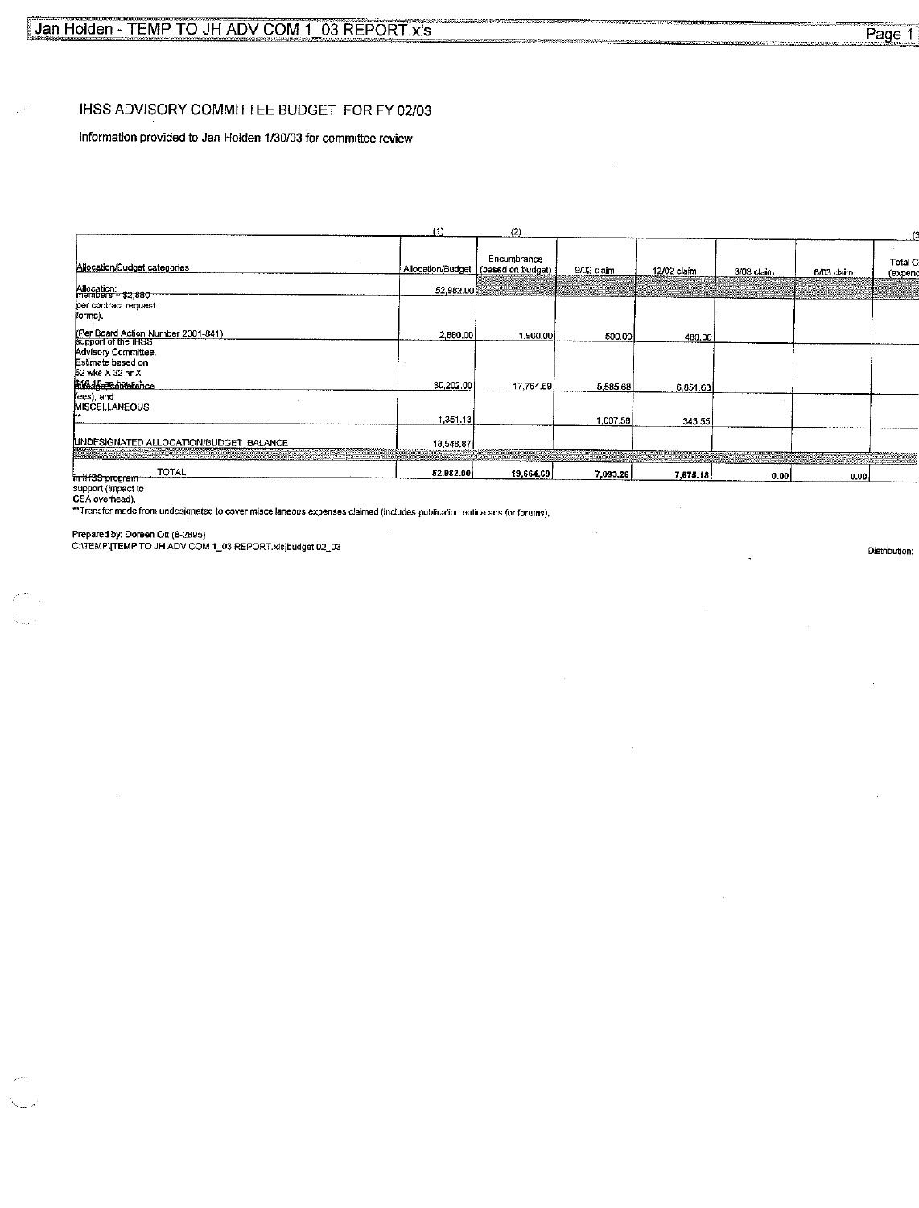# IHSS ADVISORY COMMITTEE BUDGET FOR FY 02/03

Information provided to Jan Holden 1/30/03 for committee review

| | (1) | (2) | | | | | (3 |
|---|---|---|---|---|---|---|---|
| Allocation/Budget categories | Allocation/Budget | Encumbrance (based on budget) | 9/02 claim | 12/02 claim | 3/03 claim | 6/03 claim | Total C (expend |
| Allocation: members = $2,880 per contract request forms). | 52,982.00 | | | | | | |
| (Per Board Action Number 2001-841) | 2,880.00 | 1,900.00 | 500.00 | 480.00 | | | |
| support of the IHSS Advisory Committee. Estimate based on 52 wks X 32 hr X $16.15 an hour + mileage, conference fees), and | 30,202.00 | 17,764.69 | 5,585.68 | 6,851.63 | | | |
| MISCELLANEOUS ** | 1,351.13 | | 1,007.58 | 343.55 | | | |
| UNDESIGNATED ALLOCATION/BUDGET BALANCE | 18,548.87 | | | | | | |
| TOTAL | 52,982.00 | 19,664.69 | 7,093.26 | 7,675.18 | 0.00 | 0.00 | |

in IHSS program support (impact to CSA overhead).

**Transfer made from undesignated to cover miscellaneous expenses claimed (includes publication notice ads for forums).

Prepared by: Doreen Ott (8-2895)
C:\TEMP\[TEMP TO JH ADV COM 1_03 REPORT.xls]budget 02_03

Distribution: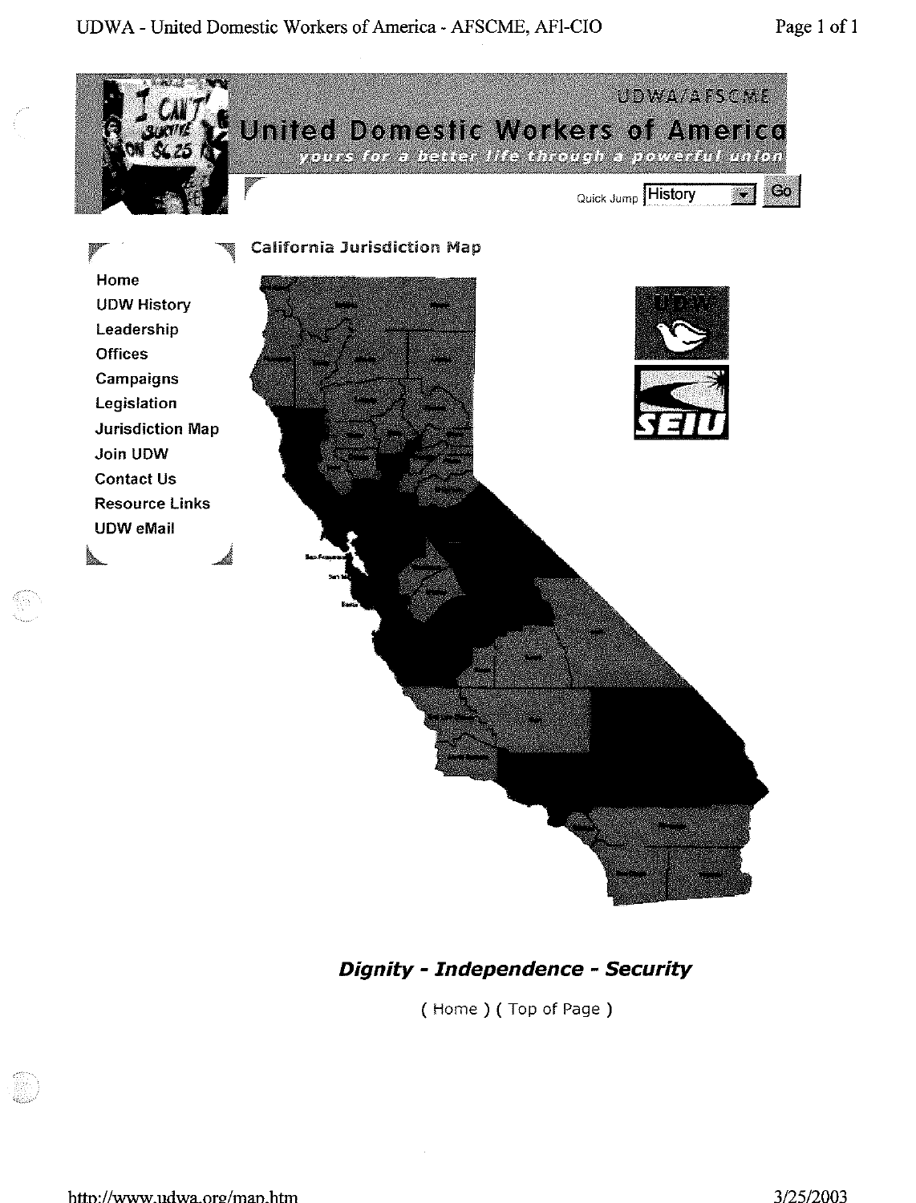UDWA/AFSCME

# United Domestic Workers of America

*yours for a better life through a powerful union*

Quick Jump History Go

- Home
- UDW History
- Leadership
- Offices
- Campaigns
- Legislation
- Jurisdiction Map
- Join UDW
- Contact Us
- Resource Links
- UDW eMail

## California Jurisdiction Map

UDW

SEIU

***Dignity - Independence - Security***

( Home ) ( Top of Page )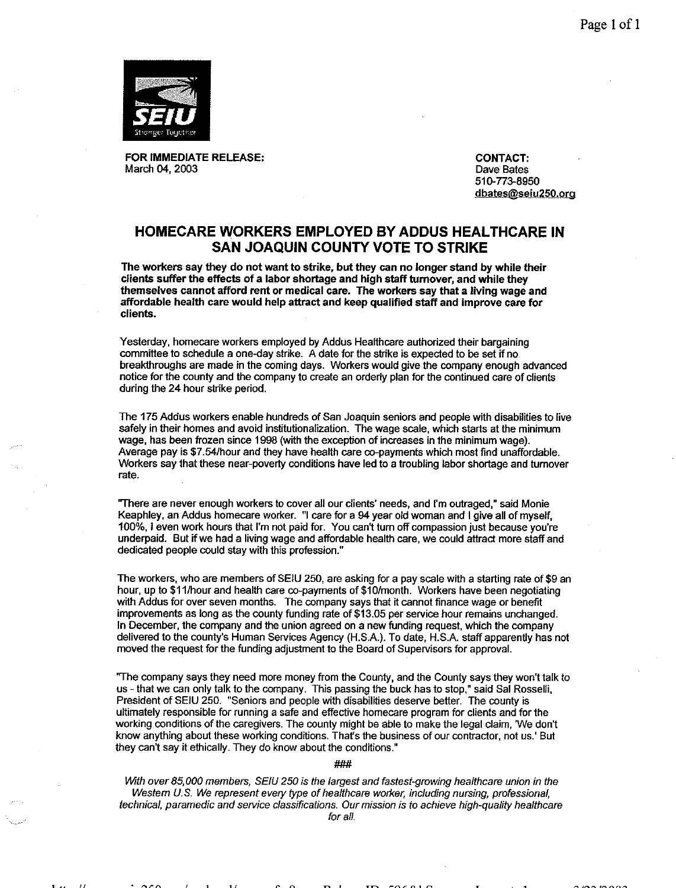**FOR IMMEDIATE RELEASE:**
March 04, 2003

**CONTACT:**
Dave Bates
510-773-8950
dbates@seiu250.org

## HOMECARE WORKERS EMPLOYED BY ADDUS HEALTHCARE IN SAN JOAQUIN COUNTY VOTE TO STRIKE

**The workers say they do not want to strike, but they can no longer stand by while their clients suffer the effects of a labor shortage and high staff turnover, and while they themselves cannot afford rent or medical care. The workers say that a living wage and affordable health care would help attract and keep qualified staff and improve care for clients.**

Yesterday, homecare workers employed by Addus Healthcare authorized their bargaining committee to schedule a one-day strike. A date for the strike is expected to be set if no breakthroughs are made in the coming days. Workers would give the company enough advanced notice for the county and the company to create an orderly plan for the continued care of clients during the 24 hour strike period.

The 175 Addus workers enable hundreds of San Joaquin seniors and people with disabilities to live safely in their homes and avoid institutionalization. The wage scale, which starts at the minimum wage, has been frozen since 1998 (with the exception of increases in the minimum wage). Average pay is $7.54/hour and they have health care co-payments which most find unaffordable. Workers say that these near-poverty conditions have led to a troubling labor shortage and turnover rate.

"There are never enough workers to cover all our clients' needs, and I'm outraged," said Monie Keaphley, an Addus homecare worker. "I care for a 94 year old woman and I give all of myself, 100%, I even work hours that I'm not paid for. You can't turn off compassion just because you're underpaid. But if we had a living wage and affordable health care, we could attract more staff and dedicated people could stay with this profession."

The workers, who are members of SEIU 250, are asking for a pay scale with a starting rate of $9 an hour, up to $11/hour and health care co-payments of $10/month. Workers have been negotiating with Addus for over seven months. The company says that it cannot finance wage or benefit improvements as long as the county funding rate of $13.05 per service hour remains unchanged. In December, the company and the union agreed on a new funding request, which the company delivered to the county's Human Services Agency (H.S.A.). To date, H.S.A. staff apparently has not moved the request for the funding adjustment to the Board of Supervisors for approval.

"The company says they need more money from the County, and the County says they won't talk to us - that we can only talk to the company. This passing the buck has to stop," said Sal Rosselli, President of SEIU 250. "Seniors and people with disabilities deserve better. The county is ultimately responsible for running a safe and effective homecare program for clients and for the working conditions of the caregivers. The county might be able to make the legal claim, 'We don't know anything about these working conditions. That's the business of our contractor, not us.' But they can't say it ethically. They do know about the conditions."

###

*With over 85,000 members, SEIU 250 is the largest and fastest-growing healthcare union in the Western U.S. We represent every type of healthcare worker, including nursing, professional, technical, paramedic and service classifications. Our mission is to achieve high-quality healthcare for all.*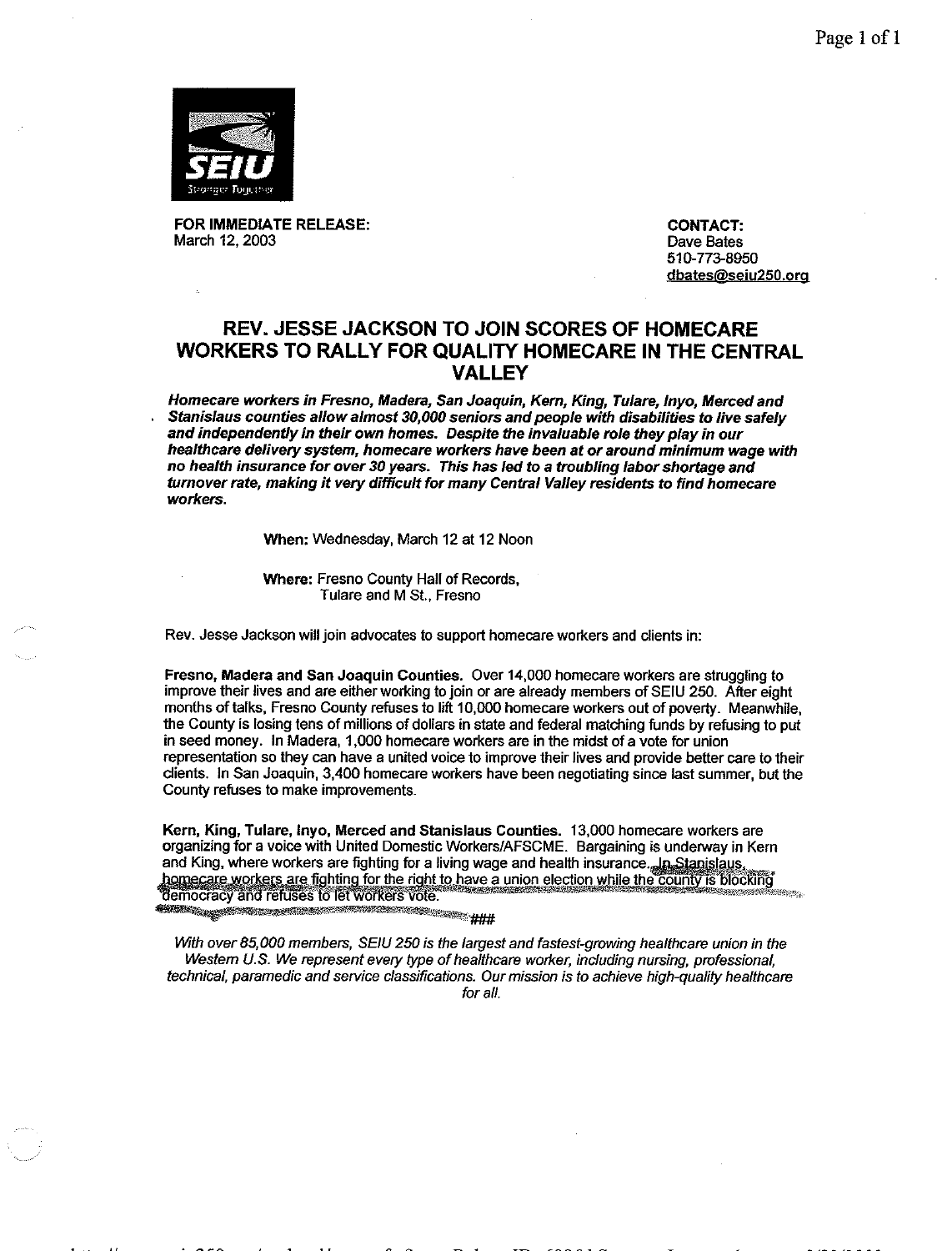SEIU

Stronger Together

**FOR IMMEDIATE RELEASE:**
March 12, 2003

**CONTACT:**
Dave Bates
510-773-8950
dbates@seiu250.org

# REV. JESSE JACKSON TO JOIN SCORES OF HOMECARE WORKERS TO RALLY FOR QUALITY HOMECARE IN THE CENTRAL VALLEY

***Homecare workers in Fresno, Madera, San Joaquin, Kern, King, Tulare, Inyo, Merced and Stanislaus counties allow almost 30,000 seniors and people with disabilities to live safely and independently in their own homes. Despite the invaluable role they play in our healthcare delivery system, homecare workers have been at or around minimum wage with no health insurance for over 30 years. This has led to a troubling labor shortage and turnover rate, making it very difficult for many Central Valley residents to find homecare workers.***

**When:** Wednesday, March 12 at 12 Noon

**Where:** Fresno County Hall of Records,
Tulare and M St., Fresno

Rev. Jesse Jackson will join advocates to support homecare workers and clients in:

**Fresno, Madera and San Joaquin Counties.** Over 14,000 homecare workers are struggling to improve their lives and are either working to join or are already members of SEIU 250. After eight months of talks, Fresno County refuses to lift 10,000 homecare workers out of poverty. Meanwhile, the County is losing tens of millions of dollars in state and federal matching funds by refusing to put in seed money. In Madera, 1,000 homecare workers are in the midst of a vote for union representation so they can have a united voice to improve their lives and provide better care to their clients. In San Joaquin, 3,400 homecare workers have been negotiating since last summer, but the County refuses to make improvements.

**Kern, King, Tulare, Inyo, Merced and Stanislaus Counties.** 13,000 homecare workers are organizing for a voice with United Domestic Workers/AFSCME. Bargaining is underway in Kern and King, where workers are fighting for a living wage and health insurance. In Stanislaus, homecare workers are fighting for the right to have a union election while the county is blocking democracy and refuses to let workers vote.

###

*With over 85,000 members, SEIU 250 is the largest and fastest-growing healthcare union in the Western U.S. We represent every type of healthcare worker, including nursing, professional, technical, paramedic and service classifications. Our mission is to achieve high-quality healthcare for all.*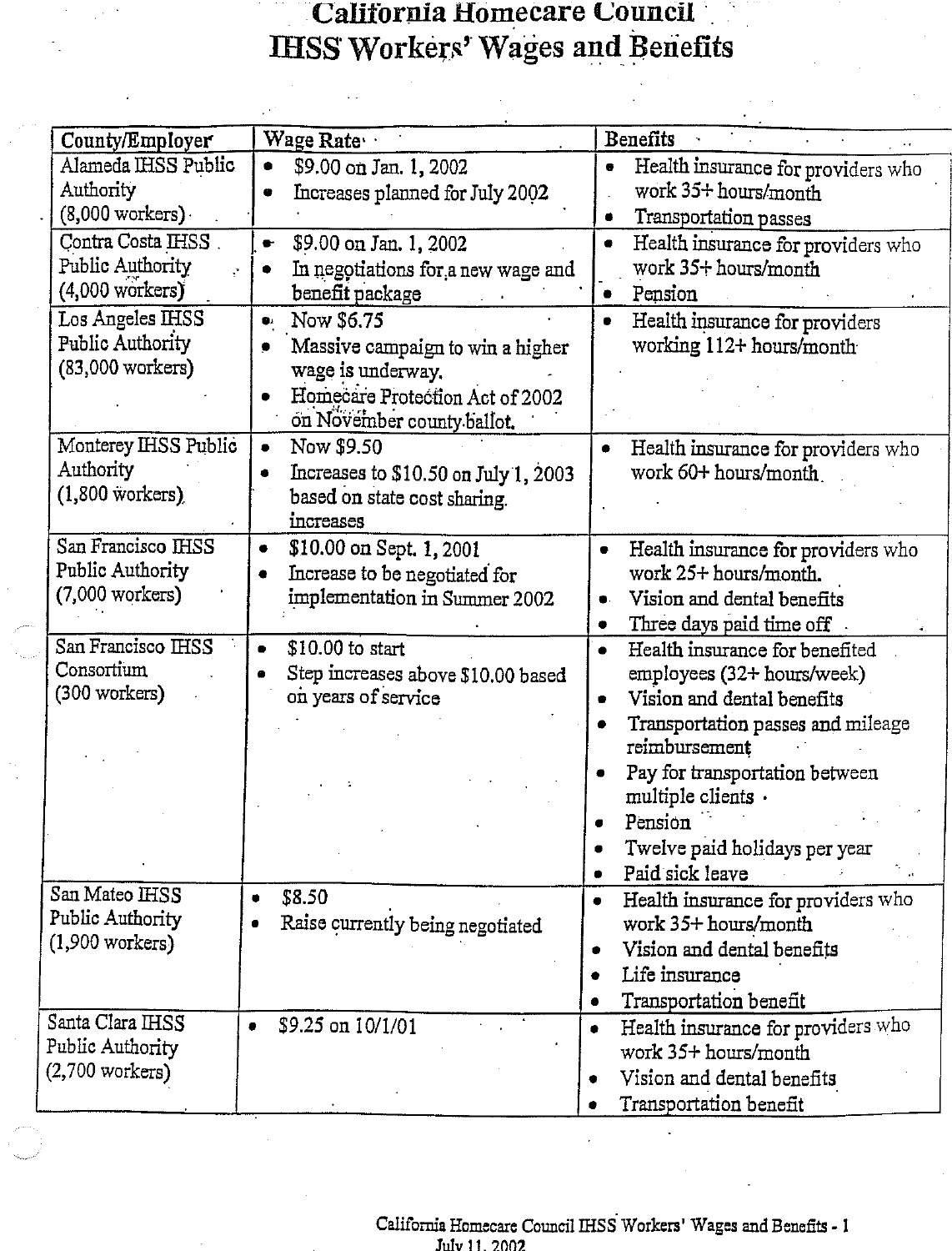# California Homecare Council
## IHSS Workers' Wages and Benefits

| County/Employer | Wage Rate | Benefits |
|---|---|---|
| Alameda IHSS Public Authority (8,000 workers) | • $9.00 on Jan. 1, 2002<br>• Increases planned for July 2002 | • Health insurance for providers who work 35+ hours/month<br>• Transportation passes |
| Contra Costa IHSS Public Authority (4,000 workers) | • $9.00 on Jan. 1, 2002<br>• In negotiations for a new wage and benefit package | • Health insurance for providers who work 35+ hours/month<br>• Pension |
| Los Angeles IHSS Public Authority (83,000 workers) | • Now $6.75<br>• Massive campaign to win a higher wage is underway.<br>• Homecare Protection Act of 2002 on November county ballot. | • Health insurance for providers working 112+ hours/month |
| Monterey IHSS Public Authority (1,800 workers) | • Now $9.50<br>• Increases to $10.50 on July 1, 2003 based on state cost sharing. increases | • Health insurance for providers who work 60+ hours/month. |
| San Francisco IHSS Public Authority (7,000 workers) | • $10.00 on Sept. 1, 2001<br>• Increase to be negotiated for implementation in Summer 2002 | • Health insurance for providers who work 25+ hours/month.<br>• Vision and dental benefits<br>• Three days paid time off |
| San Francisco IHSS Consortium (300 workers) | • $10.00 to start<br>• Step increases above $10.00 based on years of service | • Health insurance for benefited employees (32+ hours/week)<br>• Vision and dental benefits<br>• Transportation passes and mileage reimbursement<br>• Pay for transportation between multiple clients<br>• Pension<br>• Twelve paid holidays per year<br>• Paid sick leave |
| San Mateo IHSS Public Authority (1,900 workers) | • $8.50<br>• Raise currently being negotiated | • Health insurance for providers who work 35+ hours/month<br>• Vision and dental benefits<br>• Life insurance<br>• Transportation benefit |
| Santa Clara IHSS Public Authority (2,700 workers) | • $9.25 on 10/1/01 | • Health insurance for providers who work 35+ hours/month<br>• Vision and dental benefits<br>• Transportation benefit |

July 11, 2002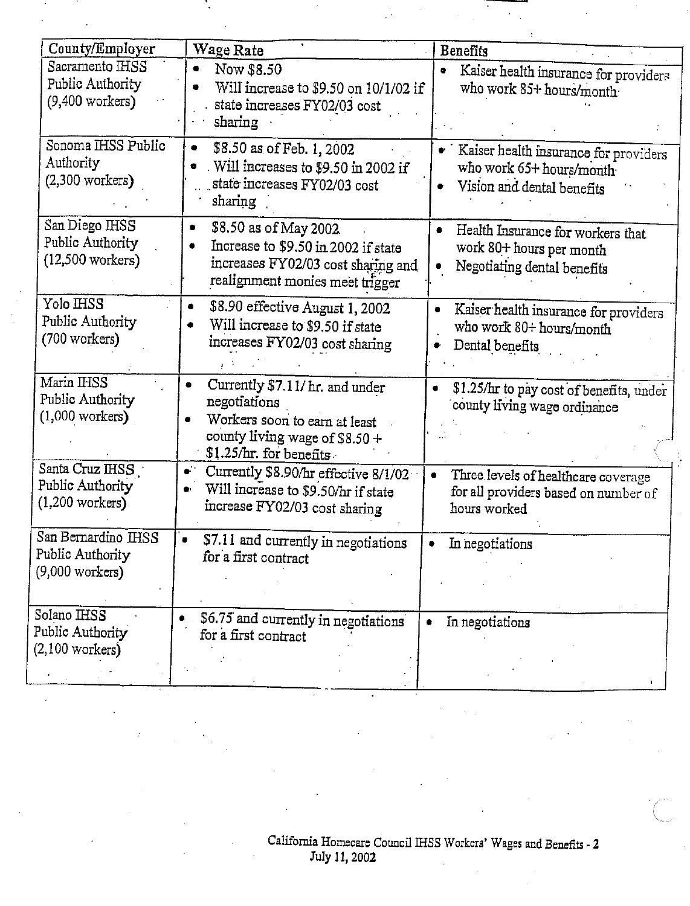| County/Employer | Wage Rate | Benefits |
|---|---|---|
| Sacramento IHSS Public Authority (9,400 workers) | • Now $8.50<br>• Will increase to $9.50 on 10/1/02 if state increases FY02/03 cost sharing | • Kaiser health insurance for providers who work 85+ hours/month |
| Sonoma IHSS Public Authority (2,300 workers) | • $8.50 as of Feb. 1, 2002<br>• Will increases to $9.50 in 2002 if state increases FY02/03 cost sharing | • Kaiser health insurance for providers who work 65+ hours/month<br>• Vision and dental benefits |
| San Diego IHSS Public Authority (12,500 workers) | • $8.50 as of May 2002<br>• Increase to $9.50 in 2002 if state increases FY02/03 cost sharing and realignment monies meet trigger | • Health Insurance for workers that work 80+ hours per month<br>• Negotiating dental benefits |
| Yolo IHSS Public Authority (700 workers) | • $8.90 effective August 1, 2002<br>• Will increase to $9.50 if state increases FY02/03 cost sharing | • Kaiser health insurance for providers who work 80+ hours/month<br>• Dental benefits |
| Marin IHSS Public Authority (1,000 workers) | • Currently $7.11/ hr. and under negotiations<br>• Workers soon to earn at least county living wage of $8.50 + $1.25/hr. for benefits | • $1.25/hr to pay cost of benefits, under county living wage ordinance |
| Santa Cruz IHSS Public Authority (1,200 workers) | • Currently $8.90/hr effective 8/1/02<br>• Will increase to $9.50/hr if state increase FY02/03 cost sharing | • Three levels of healthcare coverage for all providers based on number of hours worked |
| San Bernardino IHSS Public Authority (9,000 workers) | • $7.11 and currently in negotiations for a first contract | • In negotiations |
| Solano IHSS Public Authority (2,100 workers) | • $6.75 and currently in negotiations for a first contract | • In negotiations |

California Homecare Council IHSS Workers' Wages and Benefits - 2
July 11, 2002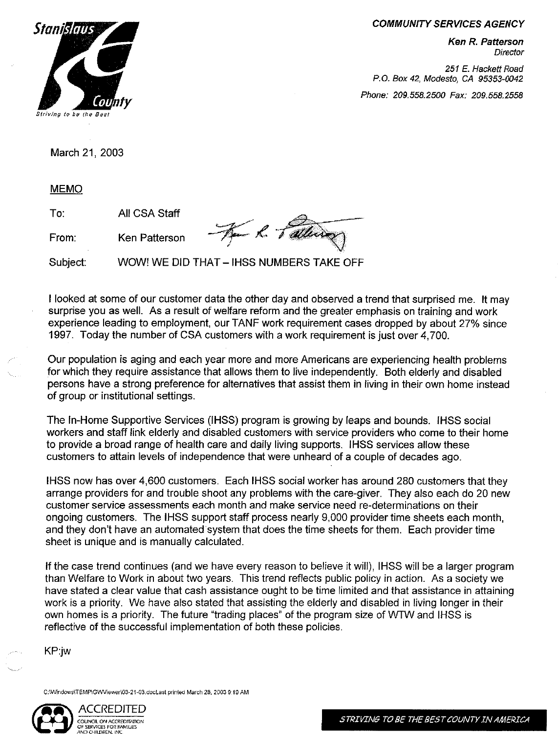Stanislaus County

Striving to be the Best

**_COMMUNITY SERVICES AGENCY_**

**_Ken R. Patterson_**
_Director_

_251 E. Hackett Road_
_P.O. Box 42, Modesto, CA 95353-0042_

_Phone: 209.558.2500 Fax: 209.558.2558_

March 21, 2003

MEMO

To: All CSA Staff

From: Ken Patterson

Subject: WOW! WE DID THAT – IHSS NUMBERS TAKE OFF

I looked at some of our customer data the other day and observed a trend that surprised me. It may surprise you as well. As a result of welfare reform and the greater emphasis on training and work experience leading to employment, our TANF work requirement cases dropped by about 27% since 1997. Today the number of CSA customers with a work requirement is just over 4,700.

Our population is aging and each year more and more Americans are experiencing health problems for which they require assistance that allows them to live independently. Both elderly and disabled persons have a strong preference for alternatives that assist them in living in their own home instead of group or institutional settings.

The In-Home Supportive Services (IHSS) program is growing by leaps and bounds. IHSS social workers and staff link elderly and disabled customers with service providers who come to their home to provide a broad range of health care and daily living supports. IHSS services allow these customers to attain levels of independence that were unheard of a couple of decades ago.

IHSS now has over 4,600 customers. Each IHSS social worker has around 280 customers that they arrange providers for and trouble shoot any problems with the care-giver. They also each do 20 new customer service assessments each month and make service need re-determinations on their ongoing customers. The IHSS support staff process nearly 9,000 provider time sheets each month, and they don't have an automated system that does the time sheets for them. Each provider time sheet is unique and is manually calculated.

If the case trend continues (and we have every reason to believe it will), IHSS will be a larger program than Welfare to Work in about two years. This trend reflects public policy in action. As a society we have stated a clear value that cash assistance ought to be time limited and that assistance in attaining work is a priority. We have also stated that assisting the elderly and disabled in living longer in their own homes is a priority. The future "trading places" of the program size of WTW and IHSS is reflective of the successful implementation of both these policies.

KP:jw

C:\Windows\TEMP\GWViewer\03-21-03.docLast printed March 28, 2003 9:19 AM

ACCREDITED
COUNCIL ON ACCREDITATION OF SERVICES FOR FAMILIES AND CHILDREN, INC.

STRIVING TO BE THE BEST COUNTY IN AMERICA